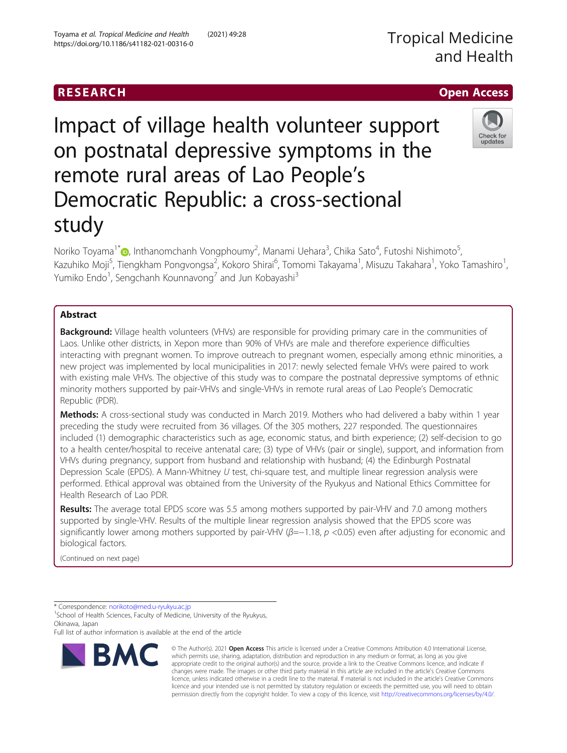RESEARCH Open Access

# Impact of village health volunteer support on postnatal depressive symptoms in the remote rural areas of Lao People's Democratic Republic: a cross-sectional study

Noriko Toyama[1*], Inthanomchanh Vongphoumy[2], Manami Uehara[3], Chika Sato[4], Futoshi Nishimoto[5], Kazuhiko Moji[5], Tiengkham Pongvongsa[2], Kokoro Shirai[6], Tomomi Takayama[1], Misuzu Takahara[1], Yoko Tamashiro[1], Yumiko Endo[1], Sengchanh Kounnavong[7] and Jun Kobayashi[3]

## Abstract

**Background:** Village health volunteers (VHVs) are responsible for providing primary care in the communities of Laos. Unlike other districts, in Xepon more than 90% of VHVs are male and therefore experience difficulties interacting with pregnant women. To improve outreach to pregnant women, especially among ethnic minorities, a new project was implemented by local municipalities in 2017: newly selected female VHVs were paired to work with existing male VHVs. The objective of this study was to compare the postnatal depressive symptoms of ethnic minority mothers supported by pair-VHVs and single-VHVs in remote rural areas of Lao People's Democratic Republic (PDR).

**Methods:** A cross-sectional study was conducted in March 2019. Mothers who had delivered a baby within 1 year preceding the study were recruited from 36 villages. Of the 305 mothers, 227 responded. The questionnaires included (1) demographic characteristics such as age, economic status, and birth experience; (2) self-decision to go to a health center/hospital to receive antenatal care; (3) type of VHVs (pair or single), support, and information from VHVs during pregnancy, support from husband and relationship with husband; (4) the Edinburgh Postnatal Depression Scale (EPDS). A Mann-Whitney *U* test, chi-square test, and multiple linear regression analysis were performed. Ethical approval was obtained from the University of the Ryukyus and National Ethics Committee for Health Research of Lao PDR.

**Results:** The average total EPDS score was 5.5 among mothers supported by pair-VHV and 7.0 among mothers supported by single-VHV. Results of the multiple linear regression analysis showed that the EPDS score was significantly lower among mothers supported by pair-VHV ($\beta = -1.18$, $p < 0.05$) even after adjusting for economic and biological factors.

(Continued on next page)

\* Correspondence: norikoto@med.u-ryukyu.ac.jp
[1]School of Health Sciences, Faculty of Medicine, University of the Ryukyus, Okinawa, Japan
Full list of author information is available at the end of the article

© The Author(s). 2021 **Open Access** This article is licensed under a Creative Commons Attribution 4.0 International License, which permits use, sharing, adaptation, distribution and reproduction in any medium or format, as long as you give appropriate credit to the original author(s) and the source, provide a link to the Creative Commons licence, and indicate if changes were made. The images or other third party material in this article are included in the article's Creative Commons licence, unless indicated otherwise in a credit line to the material. If material is not included in the article's Creative Commons licence and your intended use is not permitted by statutory regulation or exceeds the permitted use, you will need to obtain permission directly from the copyright holder. To view a copy of this licence, visit http://creativecommons.org/licenses/by/4.0/.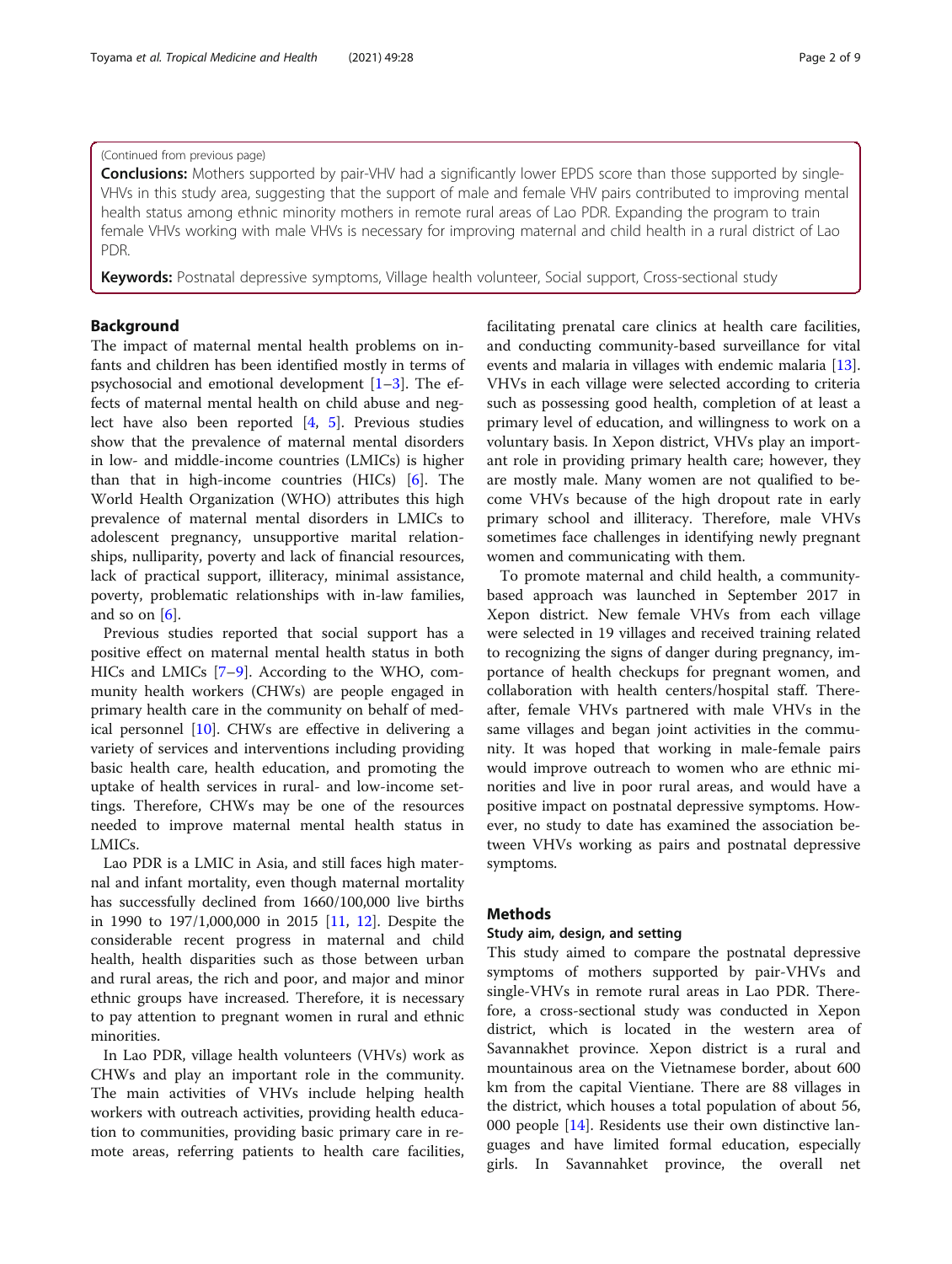(Continued from previous page)

**Conclusions:** Mothers supported by pair-VHV had a significantly lower EPDS score than those supported by single-VHVs in this study area, suggesting that the support of male and female VHV pairs contributed to improving mental health status among ethnic minority mothers in remote rural areas of Lao PDR. Expanding the program to train female VHVs working with male VHVs is necessary for improving maternal and child health in a rural district of Lao PDR.

**Keywords:** Postnatal depressive symptoms, Village health volunteer, Social support, Cross-sectional study

## Background

The impact of maternal mental health problems on infants and children has been identified mostly in terms of psychosocial and emotional development [1–3]. The effects of maternal mental health on child abuse and neglect have also been reported [4, 5]. Previous studies show that the prevalence of maternal mental disorders in low- and middle-income countries (LMICs) is higher than that in high-income countries (HICs) [6]. The World Health Organization (WHO) attributes this high prevalence of maternal mental disorders in LMICs to adolescent pregnancy, unsupportive marital relationships, nulliparity, poverty and lack of financial resources, lack of practical support, illiteracy, minimal assistance, poverty, problematic relationships with in-law families, and so on [6].

Previous studies reported that social support has a positive effect on maternal mental health status in both HICs and LMICs [7–9]. According to the WHO, community health workers (CHWs) are people engaged in primary health care in the community on behalf of medical personnel [10]. CHWs are effective in delivering a variety of services and interventions including providing basic health care, health education, and promoting the uptake of health services in rural- and low-income settings. Therefore, CHWs may be one of the resources needed to improve maternal mental health status in LMICs.

Lao PDR is a LMIC in Asia, and still faces high maternal and infant mortality, even though maternal mortality has successfully declined from 1660/100,000 live births in 1990 to 197/1,000,000 in 2015 [11, 12]. Despite the considerable recent progress in maternal and child health, health disparities such as those between urban and rural areas, the rich and poor, and major and minor ethnic groups have increased. Therefore, it is necessary to pay attention to pregnant women in rural and ethnic minorities.

In Lao PDR, village health volunteers (VHVs) work as CHWs and play an important role in the community. The main activities of VHVs include helping health workers with outreach activities, providing health education to communities, providing basic primary care in remote areas, referring patients to health care facilities, facilitating prenatal care clinics at health care facilities, and conducting community-based surveillance for vital events and malaria in villages with endemic malaria [13]. VHVs in each village were selected according to criteria such as possessing good health, completion of at least a primary level of education, and willingness to work on a voluntary basis. In Xepon district, VHVs play an important role in providing primary health care; however, they are mostly male. Many women are not qualified to become VHVs because of the high dropout rate in early primary school and illiteracy. Therefore, male VHVs sometimes face challenges in identifying newly pregnant women and communicating with them.

To promote maternal and child health, a community-based approach was launched in September 2017 in Xepon district. New female VHVs from each village were selected in 19 villages and received training related to recognizing the signs of danger during pregnancy, importance of health checkups for pregnant women, and collaboration with health centers/hospital staff. Thereafter, female VHVs partnered with male VHVs in the same villages and began joint activities in the community. It was hoped that working in male-female pairs would improve outreach to women who are ethnic minorities and live in poor rural areas, and would have a positive impact on postnatal depressive symptoms. However, no study to date has examined the association between VHVs working as pairs and postnatal depressive symptoms.

## Methods

### Study aim, design, and setting

This study aimed to compare the postnatal depressive symptoms of mothers supported by pair-VHVs and single-VHVs in remote rural areas in Lao PDR. Therefore, a cross-sectional study was conducted in Xepon district, which is located in the western area of Savannakhet province. Xepon district is a rural and mountainous area on the Vietnamese border, about 600 km from the capital Vientiane. There are 88 villages in the district, which houses a total population of about 56,000 people [14]. Residents use their own distinctive languages and have limited formal education, especially girls. In Savannahket province, the overall net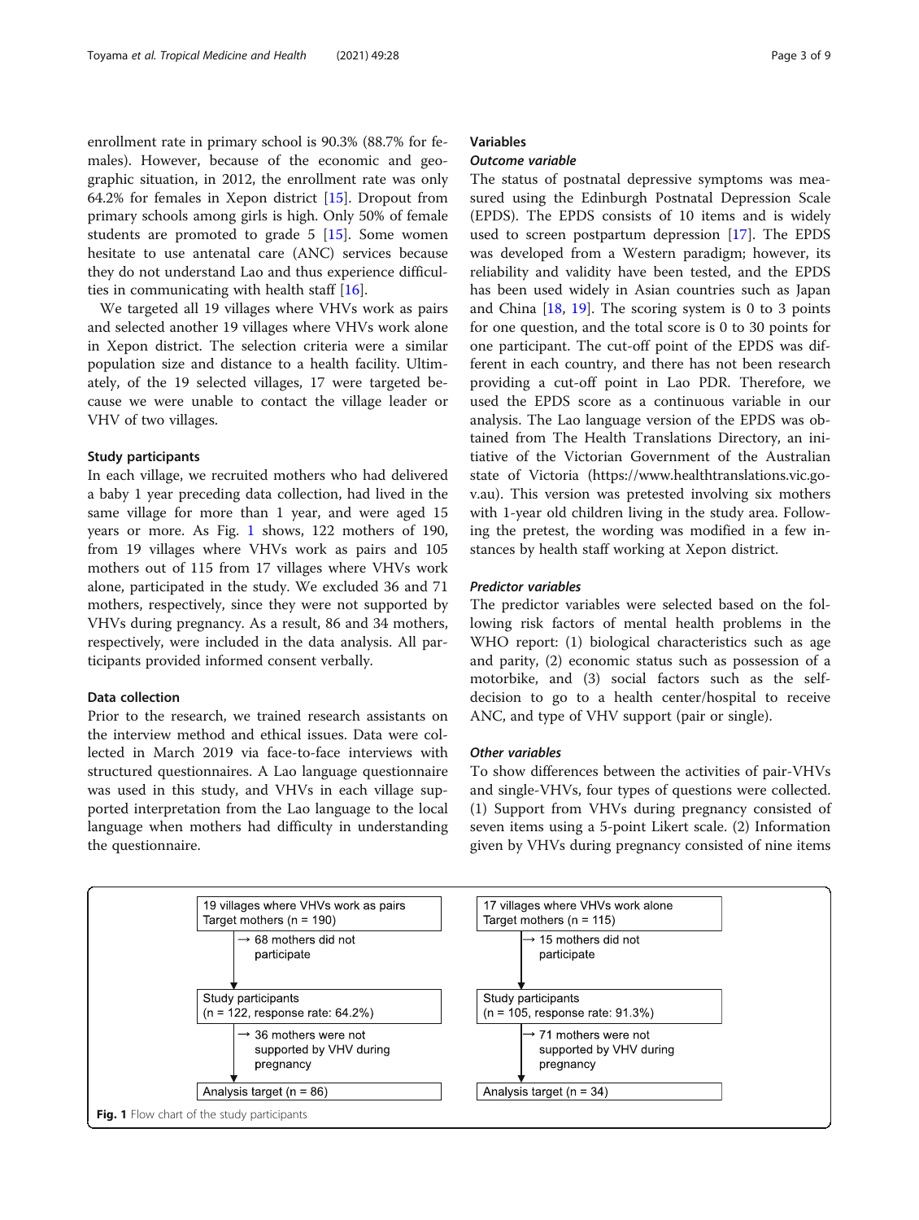enrollment rate in primary school is 90.3% (88.7% for females). However, because of the economic and geographic situation, in 2012, the enrollment rate was only 64.2% for females in Xepon district [15]. Dropout from primary schools among girls is high. Only 50% of female students are promoted to grade 5 [15]. Some women hesitate to use antenatal care (ANC) services because they do not understand Lao and thus experience difficulties in communicating with health staff [16].

We targeted all 19 villages where VHVs work as pairs and selected another 19 villages where VHVs work alone in Xepon district. The selection criteria were a similar population size and distance to a health facility. Ultimately, of the 19 selected villages, 17 were targeted because we were unable to contact the village leader or VHV of two villages.

### Study participants

In each village, we recruited mothers who had delivered a baby 1 year preceding data collection, had lived in the same village for more than 1 year, and were aged 15 years or more. As Fig. 1 shows, 122 mothers of 190, from 19 villages where VHVs work as pairs and 105 mothers out of 115 from 17 villages where VHVs work alone, participated in the study. We excluded 36 and 71 mothers, respectively, since they were not supported by VHVs during pregnancy. As a result, 86 and 34 mothers, respectively, were included in the data analysis. All participants provided informed consent verbally.

### Data collection

Prior to the research, we trained research assistants on the interview method and ethical issues. Data were collected in March 2019 via face-to-face interviews with structured questionnaires. A Lao language questionnaire was used in this study, and VHVs in each village supported interpretation from the Lao language to the local language when mothers had difficulty in understanding the questionnaire.

### Variables

#### *Outcome variable*

The status of postnatal depressive symptoms was measured using the Edinburgh Postnatal Depression Scale (EPDS). The EPDS consists of 10 items and is widely used to screen postpartum depression [17]. The EPDS was developed from a Western paradigm; however, its reliability and validity have been tested, and the EPDS has been used widely in Asian countries such as Japan and China [18, 19]. The scoring system is 0 to 3 points for one question, and the total score is 0 to 30 points for one participant. The cut-off point of the EPDS was different in each country, and there has not been research providing a cut-off point in Lao PDR. Therefore, we used the EPDS score as a continuous variable in our analysis. The Lao language version of the EPDS was obtained from The Health Translations Directory, an initiative of the Victorian Government of the Australian state of Victoria (https://www.healthtranslations.vic.gov.au). This version was pretested involving six mothers with 1-year old children living in the study area. Following the pretest, the wording was modified in a few instances by health staff working at Xepon district.

#### *Predictor variables*

The predictor variables were selected based on the following risk factors of mental health problems in the WHO report: (1) biological characteristics such as age and parity, (2) economic status such as possession of a motorbike, and (3) social factors such as the self-decision to go to a health center/hospital to receive ANC, and type of VHV support (pair or single).

#### *Other variables*

To show differences between the activities of pair-VHVs and single-VHVs, four types of questions were collected. (1) Support from VHVs during pregnancy consisted of seven items using a 5-point Likert scale. (2) Information given by VHVs during pregnancy consisted of nine items

| 19 villages where VHVs work as pairs | 17 villages where VHVs work alone |
|---|---|
| Target mothers (n = 190) | Target mothers (n = 115) |
| → 68 mothers did not participate | → 15 mothers did not participate |
| Study participants (n = 122, response rate: 64.2%) | Study participants (n = 105, response rate: 91.3%) |
| → 36 mothers were not supported by VHV during pregnancy | → 71 mothers were not supported by VHV during pregnancy |
| Analysis target (n = 86) | Analysis target (n = 34) |

**Fig. 1** Flow chart of the study participants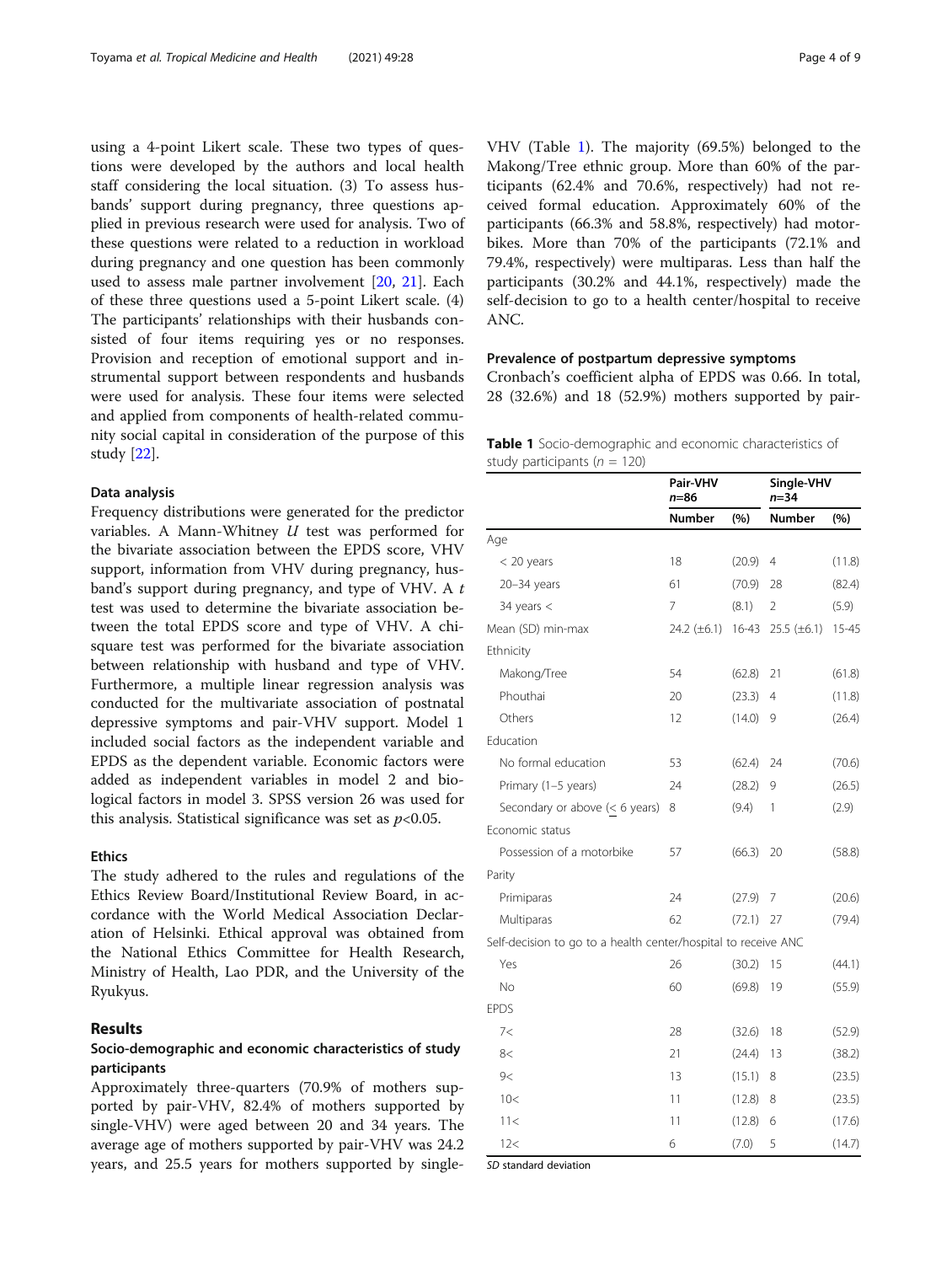using a 4-point Likert scale. These two types of questions were developed by the authors and local health staff considering the local situation. (3) To assess husbands' support during pregnancy, three questions applied in previous research were used for analysis. Two of these questions were related to a reduction in workload during pregnancy and one question has been commonly used to assess male partner involvement [20, 21]. Each of these three questions used a 5-point Likert scale. (4) The participants' relationships with their husbands consisted of four items requiring yes or no responses. Provision and reception of emotional support and instrumental support between respondents and husbands were used for analysis. These four items were selected and applied from components of health-related community social capital in consideration of the purpose of this study [22].

### Data analysis

Frequency distributions were generated for the predictor variables. A Mann-Whitney $U$ test was performed for the bivariate association between the EPDS score, VHV support, information from VHV during pregnancy, husband's support during pregnancy, and type of VHV. A $t$ test was used to determine the bivariate association between the total EPDS score and type of VHV. A chi-square test was performed for the bivariate association between relationship with husband and type of VHV. Furthermore, a multiple linear regression analysis was conducted for the multivariate association of postnatal depressive symptoms and pair-VHV support. Model 1 included social factors as the independent variable and EPDS as the dependent variable. Economic factors were added as independent variables in model 2 and biological factors in model 3. SPSS version 26 was used for this analysis. Statistical significance was set as $p<0.05$.

### Ethics

The study adhered to the rules and regulations of the Ethics Review Board/Institutional Review Board, in accordance with the World Medical Association Declaration of Helsinki. Ethical approval was obtained from the National Ethics Committee for Health Research, Ministry of Health, Lao PDR, and the University of the Ryukyus.

## Results

### Socio-demographic and economic characteristics of study participants

Approximately three-quarters (70.9% of mothers supported by pair-VHV, 82.4% of mothers supported by single-VHV) were aged between 20 and 34 years. The average age of mothers supported by pair-VHV was 24.2 years, and 25.5 years for mothers supported by single-VHV (Table 1). The majority (69.5%) belonged to the Makong/Tree ethnic group. More than 60% of the participants (62.4% and 70.6%, respectively) had not received formal education. Approximately 60% of the participants (66.3% and 58.8%, respectively) had motorbikes. More than 70% of the participants (72.1% and 79.4%, respectively) were multiparas. Less than half the participants (30.2% and 44.1%, respectively) made the self-decision to go to a health center/hospital to receive ANC.

### Prevalence of postpartum depressive symptoms

Cronbach's coefficient alpha of EPDS was 0.66. In total, 28 (32.6%) and 18 (52.9%) mothers supported by pair-

**Table 1** Socio-demographic and economic characteristics of study participants ($n$ = 120)

| | Pair-VHV $n$=86 | | Single-VHV $n$=34 | |
|---|---|---|---|---|
| | Number | (%) | Number | (%) |
| Age | | | | |
| < 20 years | 18 | (20.9) | 4 | (11.8) |
| 20–34 years | 61 | (70.9) | 28 | (82.4) |
| 34 years < | 7 | (8.1) | 2 | (5.9) |
| Mean (SD) min-max | 24.2 (±6.1) | 16-43 | 25.5 (±6.1) | 15-45 |
| Ethnicity | | | | |
| Makong/Tree | 54 | (62.8) | 21 | (61.8) |
| Phouthai | 20 | (23.3) | 4 | (11.8) |
| Others | 12 | (14.0) | 9 | (26.4) |
| Education | | | | |
| No formal education | 53 | (62.4) | 24 | (70.6) |
| Primary (1–5 years) | 24 | (28.2) | 9 | (26.5) |
| Secondary or above (≤ 6 years) | 8 | (9.4) | 1 | (2.9) |
| Economic status | | | | |
| Possession of a motorbike | 57 | (66.3) | 20 | (58.8) |
| Parity | | | | |
| Primiparas | 24 | (27.9) | 7 | (20.6) |
| Multiparas | 62 | (72.1) | 27 | (79.4) |
| Self-decision to go to a health center/hospital to receive ANC | | | | |
| Yes | 26 | (30.2) | 15 | (44.1) |
| No | 60 | (69.8) | 19 | (55.9) |
| EPDS | | | | |
| 7< | 28 | (32.6) | 18 | (52.9) |
| 8< | 21 | (24.4) | 13 | (38.2) |
| 9< | 13 | (15.1) | 8 | (23.5) |
| 10< | 11 | (12.8) | 8 | (23.5) |
| 11< | 11 | (12.8) | 6 | (17.6) |
| 12< | 6 | (7.0) | 5 | (14.7) |

*SD* standard deviation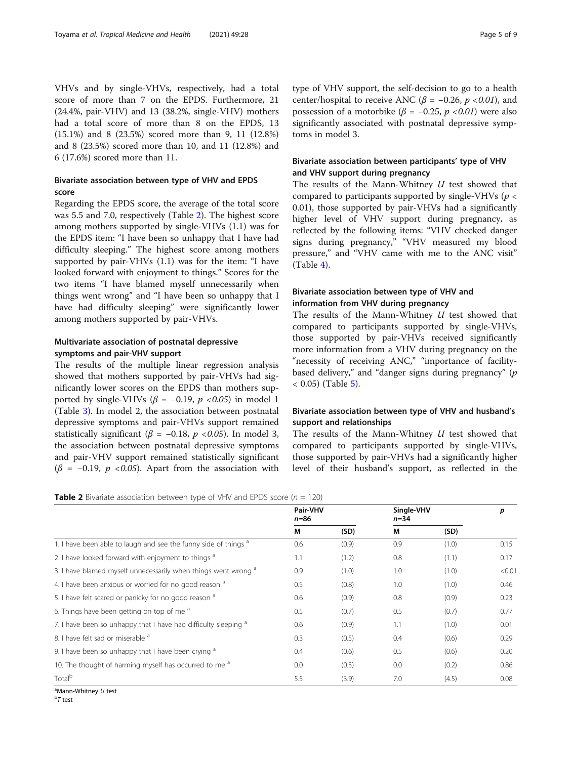VHVs and by single-VHVs, respectively, had a total score of more than 7 on the EPDS. Furthermore, 21 (24.4%, pair-VHV) and 13 (38.2%, single-VHV) mothers had a total score of more than 8 on the EPDS, 13 (15.1%) and 8 (23.5%) scored more than 9, 11 (12.8%) and 8 (23.5%) scored more than 10, and 11 (12.8%) and 6 (17.6%) scored more than 11.

### Bivariate association between type of VHV and EPDS score

Regarding the EPDS score, the average of the total score was 5.5 and 7.0, respectively (Table 2). The highest score among mothers supported by single-VHVs (1.1) was for the EPDS item: "I have been so unhappy that I have had difficulty sleeping." The highest score among mothers supported by pair-VHVs (1.1) was for the item: "I have looked forward with enjoyment to things." Scores for the two items "I have blamed myself unnecessarily when things went wrong" and "I have been so unhappy that I have had difficulty sleeping" were significantly lower among mothers supported by pair-VHVs.

### Multivariate association of postnatal depressive symptoms and pair-VHV support

The results of the multiple linear regression analysis showed that mothers supported by pair-VHVs had significantly lower scores on the EPDS than mothers supported by single-VHVs ($\beta = -0.19$, $p < 0.05$) in model 1 (Table 3). In model 2, the association between postnatal depressive symptoms and pair-VHVs support remained statistically significant ($\beta = -0.18$, $p < 0.05$). In model 3, the association between postnatal depressive symptoms and pair-VHV support remained statistically significant ($\beta = -0.19$, $p < 0.05$). Apart from the association with type of VHV support, the self-decision to go to a health center/hospital to receive ANC ($\beta = -0.26$, $p < 0.01$), and possession of a motorbike ($\beta = -0.25$, $p < 0.01$) were also significantly associated with postnatal depressive symptoms in model 3.

### Bivariate association between participants' type of VHV and VHV support during pregnancy

The results of the Mann-Whitney *U* test showed that compared to participants supported by single-VHVs ($p < 0.01$), those supported by pair-VHVs had a significantly higher level of VHV support during pregnancy, as reflected by the following items: "VHV checked danger signs during pregnancy," "VHV measured my blood pressure," and "VHV came with me to the ANC visit" (Table 4).

### Bivariate association between type of VHV and information from VHV during pregnancy

The results of the Mann-Whitney *U* test showed that compared to participants supported by single-VHVs, those supported by pair-VHVs received significantly more information from a VHV during pregnancy on the "necessity of receiving ANC," "importance of facility-based delivery," and "danger signs during pregnancy" ($p < 0.05$) (Table 5).

### Bivariate association between type of VHV and husband's support and relationships

The results of the Mann-Whitney *U* test showed that compared to participants supported by single-VHVs, those supported by pair-VHVs had a significantly higher level of their husband's support, as reflected in the

**Table 2** Bivariate association between type of VHV and EPDS score ($n = 120$)

| | Pair-VHV $n$=86 | | Single-VHV $n$=34 | | *p* |
|---|---|---|---|---|---|
| | M | (SD) | M | (SD) | |
| 1. I have been able to laugh and see the funny side of things [a] | 0.6 | (0.9) | 0.9 | (1.0) | 0.15 |
| 2. I have looked forward with enjoyment to things [a] | 1.1 | (1.2) | 0.8 | (1.1) | 0.17 |
| 3. I have blamed myself unnecessarily when things went wrong [a] | 0.9 | (1.0) | 1.0 | (1.0) | <0.01 |
| 4. I have been anxious or worried for no good reason [a] | 0.5 | (0.8) | 1.0 | (1.0) | 0.46 |
| 5. I have felt scared or panicky for no good reason [a] | 0.6 | (0.9) | 0.8 | (0.9) | 0.23 |
| 6. Things have been getting on top of me [a] | 0.5 | (0.7) | 0.5 | (0.7) | 0.77 |
| 7. I have been so unhappy that I have had difficulty sleeping [a] | 0.6 | (0.9) | 1.1 | (1.0) | 0.01 |
| 8. I have felt sad or miserable [a] | 0.3 | (0.5) | 0.4 | (0.6) | 0.29 |
| 9. I have been so unhappy that I have been crying [a] | 0.4 | (0.6) | 0.5 | (0.6) | 0.20 |
| 10. The thought of harming myself has occurred to me [a] | 0.0 | (0.3) | 0.0 | (0.2) | 0.86 |
| Total[b] | 5.5 | (3.9) | 7.0 | (4.5) | 0.08 |

[a]Mann-Whitney *U* test
[b]*T* test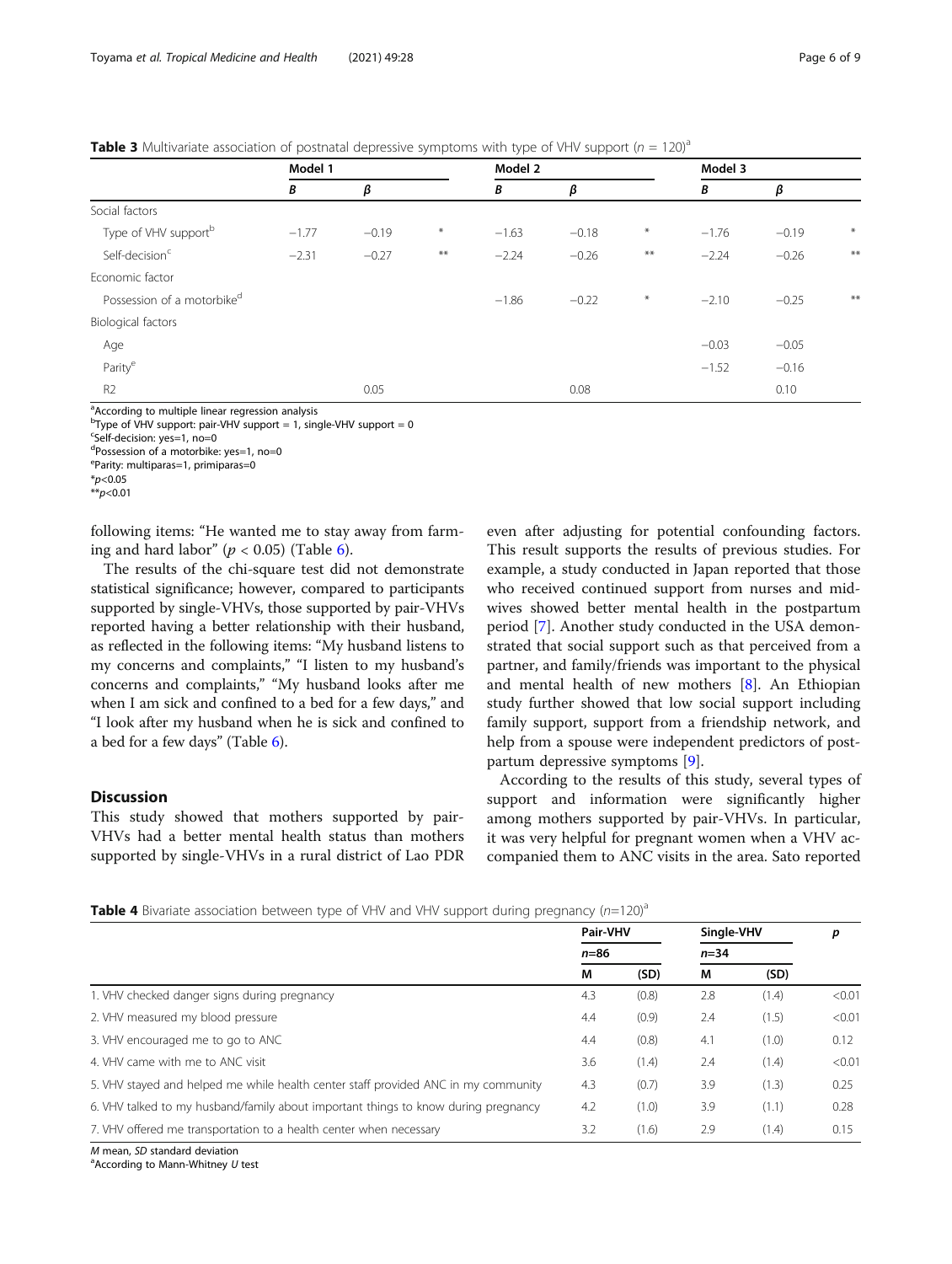**Table 3** Multivariate association of postnatal depressive symptoms with type of VHV support ($n$ = 120)[a]

| | Model 1 | | | Model 2 | | | Model 3 | | |
|---|---|---|---|---|---|---|---|---|---|
| | *B* | *β* | | *B* | *β* | | *B* | *β* | |
| Social factors | | | | | | | | | |
| Type of VHV support[b] | −1.77 | −0.19 | * | −1.63 | −0.18 | * | −1.76 | −0.19 | * |
| Self-decision[c] | −2.31 | −0.27 | ** | −2.24 | −0.26 | ** | −2.24 | −0.26 | ** |
| Economic factor | | | | | | | | | |
| Possession of a motorbike[d] | | | | −1.86 | −0.22 | * | −2.10 | −0.25 | ** |
| Biological factors | | | | | | | | | |
| Age | | | | | | | −0.03 | −0.05 | |
| Parity[e] | | | | | | | −1.52 | −0.16 | |
| R2 | | 0.05 | | | 0.08 | | | 0.10 | |

[a]According to multiple linear regression analysis
[b]Type of VHV support: pair-VHV support = 1, single-VHV support = 0
[c]Self-decision: yes=1, no=0
[d]Possession of a motorbike: yes=1, no=0
[e]Parity: multiparas=1, primiparas=0
*$p$<0.05
**$p$<0.01

following items: "He wanted me to stay away from farming and hard labor" ($p < 0.05$) (Table 6).

The results of the chi-square test did not demonstrate statistical significance; however, compared to participants supported by single-VHVs, those supported by pair-VHVs reported having a better relationship with their husband, as reflected in the following items: "My husband listens to my concerns and complaints," "I listen to my husband's concerns and complaints," "My husband looks after me when I am sick and confined to a bed for a few days," and "I look after my husband when he is sick and confined to a bed for a few days" (Table 6).

## Discussion

This study showed that mothers supported by pair-VHVs had a better mental health status than mothers supported by single-VHVs in a rural district of Lao PDR even after adjusting for potential confounding factors. This result supports the results of previous studies. For example, a study conducted in Japan reported that those who received continued support from nurses and midwives showed better mental health in the postpartum period [7]. Another study conducted in the USA demonstrated that social support such as that perceived from a partner, and family/friends was important to the physical and mental health of new mothers [8]. An Ethiopian study further showed that low social support including family support, support from a friendship network, and help from a spouse were independent predictors of postpartum depressive symptoms [9].

According to the results of this study, several types of support and information were significantly higher among mothers supported by pair-VHVs. In particular, it was very helpful for pregnant women when a VHV accompanied them to ANC visits in the area. Sato reported

**Table 4** Bivariate association between type of VHV and VHV support during pregnancy ($n$=120)[a]

| | Pair-VHV | | Single-VHV | | *p* |
|---|---|---|---|---|---|
| | $n$=86 | | $n$=34 | | |
| | M | (SD) | M | (SD) | |
| 1. VHV checked danger signs during pregnancy | 4.3 | (0.8) | 2.8 | (1.4) | <0.01 |
| 2. VHV measured my blood pressure | 4.4 | (0.9) | 2.4 | (1.5) | <0.01 |
| 3. VHV encouraged me to go to ANC | 4.4 | (0.8) | 4.1 | (1.0) | 0.12 |
| 4. VHV came with me to ANC visit | 3.6 | (1.4) | 2.4 | (1.4) | <0.01 |
| 5. VHV stayed and helped me while health center staff provided ANC in my community | 4.3 | (0.7) | 3.9 | (1.3) | 0.25 |
| 6. VHV talked to my husband/family about important things to know during pregnancy | 4.2 | (1.0) | 3.9 | (1.1) | 0.28 |
| 7. VHV offered me transportation to a health center when necessary | 3.2 | (1.6) | 2.9 | (1.4) | 0.15 |

*M* mean, *SD* standard deviation
[a]According to Mann-Whitney *U* test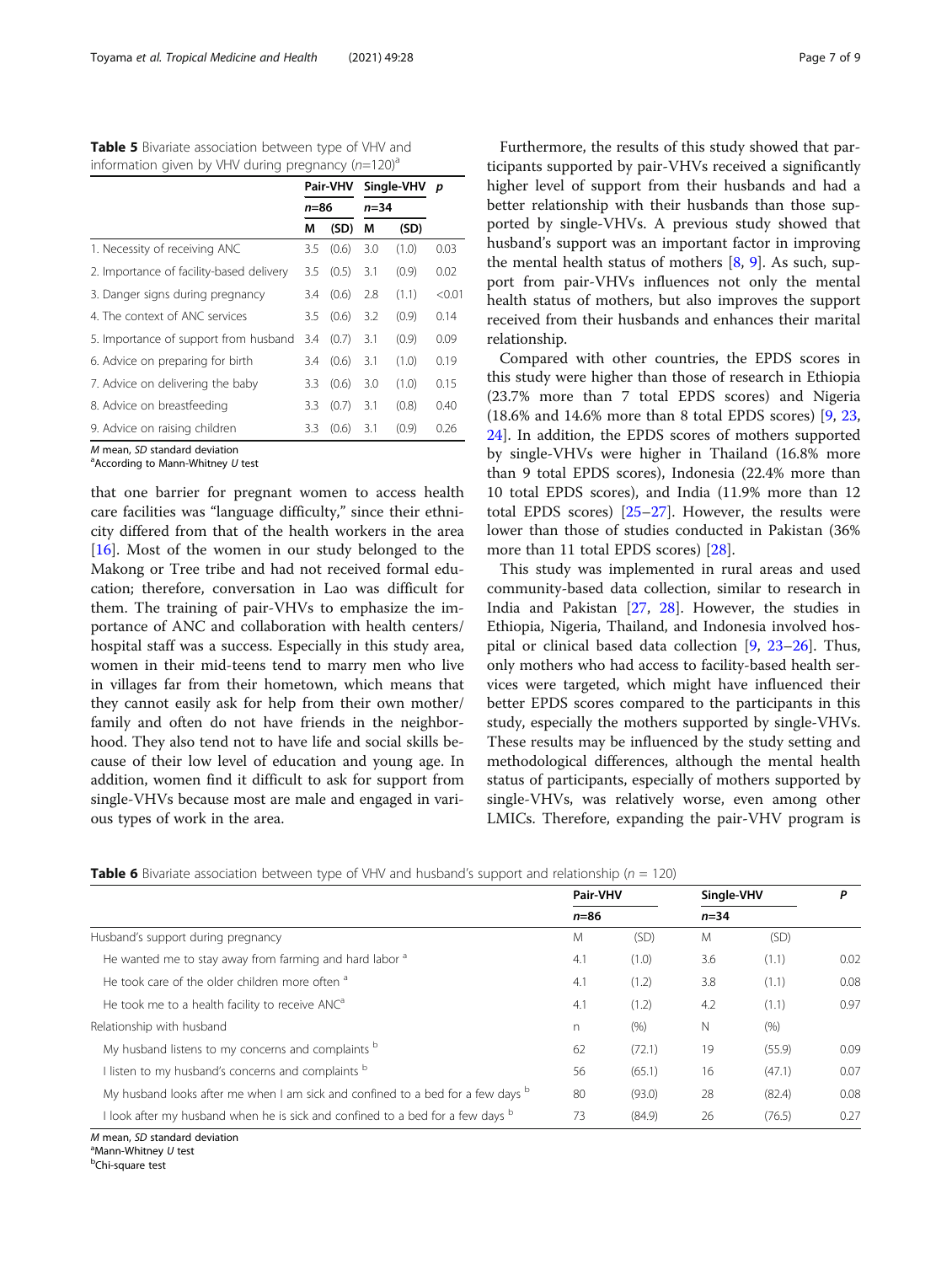**Table 5** Bivariate association between type of VHV and information given by VHV during pregnancy ($n$=120)[a]

| | Pair-VHV | | Single-VHV | | p |
|---|---|---|---|---|---|
| | n=86 | | n=34 | | |
| | M | (SD) | M | (SD) | |
| 1. Necessity of receiving ANC | 3.5 | (0.6) | 3.0 | (1.0) | 0.03 |
| 2. Importance of facility-based delivery | 3.5 | (0.5) | 3.1 | (0.9) | 0.02 |
| 3. Danger signs during pregnancy | 3.4 | (0.6) | 2.8 | (1.1) | <0.01 |
| 4. The context of ANC services | 3.5 | (0.6) | 3.2 | (0.9) | 0.14 |
| 5. Importance of support from husband | 3.4 | (0.7) | 3.1 | (0.9) | 0.09 |
| 6. Advice on preparing for birth | 3.4 | (0.6) | 3.1 | (1.0) | 0.19 |
| 7. Advice on delivering the baby | 3.3 | (0.6) | 3.0 | (1.0) | 0.15 |
| 8. Advice on breastfeeding | 3.3 | (0.7) | 3.1 | (0.8) | 0.40 |
| 9. Advice on raising children | 3.3 | (0.6) | 3.1 | (0.9) | 0.26 |

*M* mean, *SD* standard deviation
[a]According to Mann-Whitney *U* test

that one barrier for pregnant women to access health care facilities was "language difficulty," since their ethnicity differed from that of the health workers in the area [16]. Most of the women in our study belonged to the Makong or Tree tribe and had not received formal education; therefore, conversation in Lao was difficult for them. The training of pair-VHVs to emphasize the importance of ANC and collaboration with health centers/hospital staff was a success. Especially in this study area, women in their mid-teens tend to marry men who live in villages far from their hometown, which means that they cannot easily ask for help from their own mother/family and often do not have friends in the neighborhood. They also tend not to have life and social skills because of their low level of education and young age. In addition, women find it difficult to ask for support from single-VHVs because most are male and engaged in various types of work in the area.

Furthermore, the results of this study showed that participants supported by pair-VHVs received a significantly higher level of support from their husbands and had a better relationship with their husbands than those supported by single-VHVs. A previous study showed that husband's support was an important factor in improving the mental health status of mothers [8, 9]. As such, support from pair-VHVs influences not only the mental health status of mothers, but also improves the support received from their husbands and enhances their marital relationship.

Compared with other countries, the EPDS scores in this study were higher than those of research in Ethiopia (23.7% more than 7 total EPDS scores) and Nigeria (18.6% and 14.6% more than 8 total EPDS scores) [9, 23, 24]. In addition, the EPDS scores of mothers supported by single-VHVs were higher in Thailand (16.8% more than 9 total EPDS scores), Indonesia (22.4% more than 10 total EPDS scores), and India (11.9% more than 12 total EPDS scores) [25–27]. However, the results were lower than those of studies conducted in Pakistan (36% more than 11 total EPDS scores) [28].

This study was implemented in rural areas and used community-based data collection, similar to research in India and Pakistan [27, 28]. However, the studies in Ethiopia, Nigeria, Thailand, and Indonesia involved hospital or clinical based data collection [9, 23–26]. Thus, only mothers who had access to facility-based health services were targeted, which might have influenced their better EPDS scores compared to the participants in this study, especially the mothers supported by single-VHVs. These results may be influenced by the study setting and methodological differences, although the mental health status of participants, especially of mothers supported by single-VHVs, was relatively worse, even among other LMICs. Therefore, expanding the pair-VHV program is

**Table 6** Bivariate association between type of VHV and husband's support and relationship ($n$ = 120)

| | Pair-VHV | | Single-VHV | | P |
|---|---|---|---|---|---|
| | n=86 | | n=34 | | |
| Husband's support during pregnancy | M | (SD) | M | (SD) | |
| He wanted me to stay away from farming and hard labor [a] | 4.1 | (1.0) | 3.6 | (1.1) | 0.02 |
| He took care of the older children more often [a] | 4.1 | (1.2) | 3.8 | (1.1) | 0.08 |
| He took me to a health facility to receive ANC[a] | 4.1 | (1.2) | 4.2 | (1.1) | 0.97 |
| Relationship with husband | n | (%) | N | (%) | |
| My husband listens to my concerns and complaints [b] | 62 | (72.1) | 19 | (55.9) | 0.09 |
| I listen to my husband's concerns and complaints [b] | 56 | (65.1) | 16 | (47.1) | 0.07 |
| My husband looks after me when I am sick and confined to a bed for a few days [b] | 80 | (93.0) | 28 | (82.4) | 0.08 |
| I look after my husband when he is sick and confined to a bed for a few days [b] | 73 | (84.9) | 26 | (76.5) | 0.27 |

*M* mean, *SD* standard deviation
[a]Mann-Whitney *U* test
[b]Chi-square test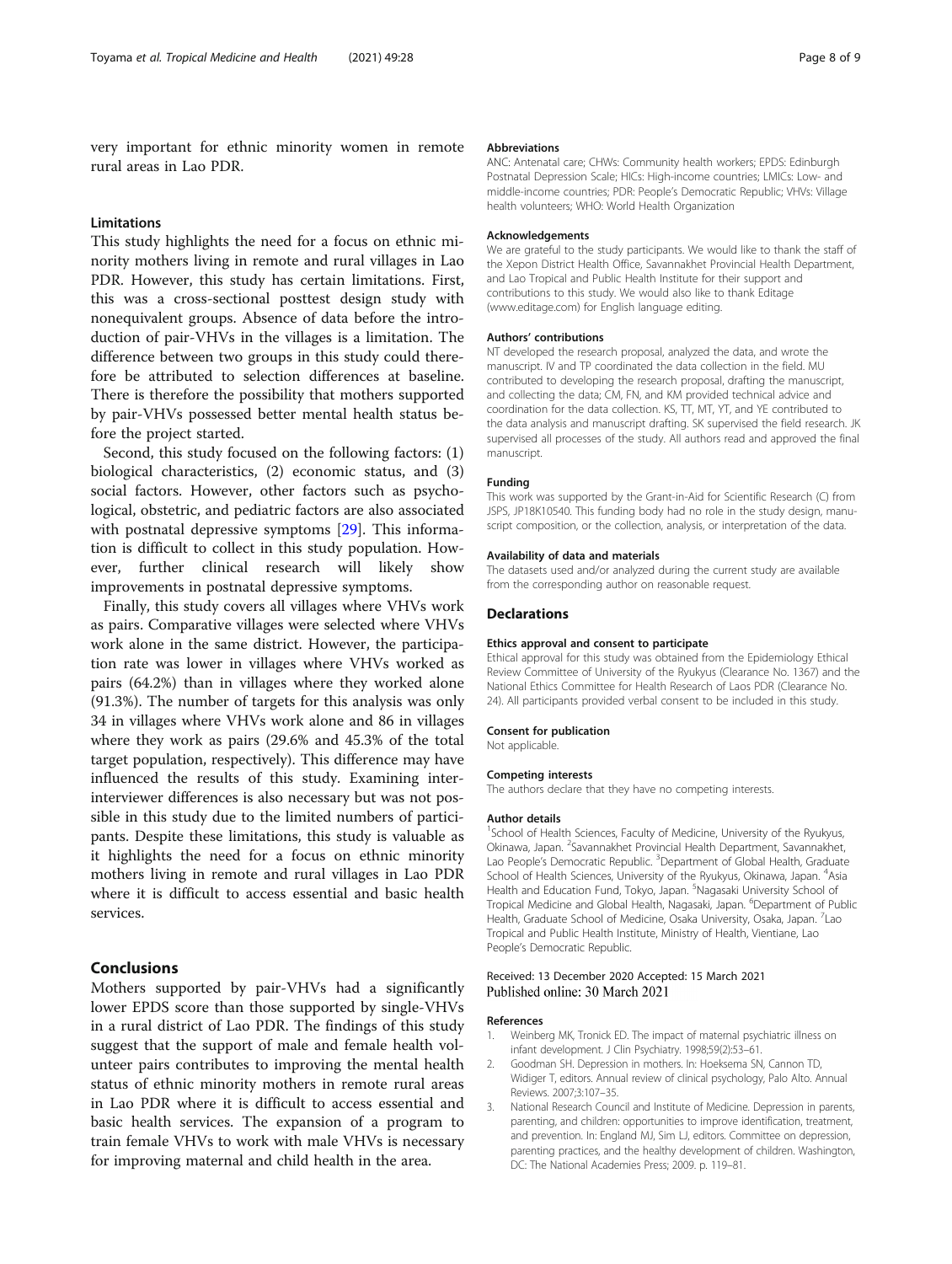very important for ethnic minority women in remote rural areas in Lao PDR.

### Limitations

This study highlights the need for a focus on ethnic minority mothers living in remote and rural villages in Lao PDR. However, this study has certain limitations. First, this was a cross-sectional posttest design study with nonequivalent groups. Absence of data before the introduction of pair-VHVs in the villages is a limitation. The difference between two groups in this study could therefore be attributed to selection differences at baseline. There is therefore the possibility that mothers supported by pair-VHVs possessed better mental health status before the project started.

Second, this study focused on the following factors: (1) biological characteristics, (2) economic status, and (3) social factors. However, other factors such as psychological, obstetric, and pediatric factors are also associated with postnatal depressive symptoms [29]. This information is difficult to collect in this study population. However, further clinical research will likely show improvements in postnatal depressive symptoms.

Finally, this study covers all villages where VHVs work as pairs. Comparative villages were selected where VHVs work alone in the same district. However, the participation rate was lower in villages where VHVs worked as pairs (64.2%) than in villages where they worked alone (91.3%). The number of targets for this analysis was only 34 in villages where VHVs work alone and 86 in villages where they work as pairs (29.6% and 45.3% of the total target population, respectively). This difference may have influenced the results of this study. Examining inter-interviewer differences is also necessary but was not possible in this study due to the limited numbers of participants. Despite these limitations, this study is valuable as it highlights the need for a focus on ethnic minority mothers living in remote and rural villages in Lao PDR where it is difficult to access essential and basic health services.

## Conclusions

Mothers supported by pair-VHVs had a significantly lower EPDS score than those supported by single-VHVs in a rural district of Lao PDR. The findings of this study suggest that the support of male and female health volunteer pairs contributes to improving the mental health status of ethnic minority mothers in remote rural areas in Lao PDR where it is difficult to access essential and basic health services. The expansion of a program to train female VHVs to work with male VHVs is necessary for improving maternal and child health in the area.

#### Abbreviations

ANC: Antenatal care; CHWs: Community health workers; EPDS: Edinburgh Postnatal Depression Scale; HICs: High-income countries; LMICs: Low- and middle-income countries; PDR: People's Democratic Republic; VHVs: Village health volunteers; WHO: World Health Organization

#### Acknowledgements

We are grateful to the study participants. We would like to thank the staff of the Xepon District Health Office, Savannakhet Provincial Health Department, and Lao Tropical and Public Health Institute for their support and contributions to this study. We would also like to thank Editage (www.editage.com) for English language editing.

#### Authors' contributions

NT developed the research proposal, analyzed the data, and wrote the manuscript. IV and TP coordinated the data collection in the field. MU contributed to developing the research proposal, drafting the manuscript, and collecting the data; CM, FN, and KM provided technical advice and coordination for the data collection. KS, TT, MT, YT, and YE contributed to the data analysis and manuscript drafting. SK supervised the field research. JK supervised all processes of the study. All authors read and approved the final manuscript.

#### Funding

This work was supported by the Grant-in-Aid for Scientific Research (C) from JSPS, JP18K10540. This funding body had no role in the study design, manuscript composition, or the collection, analysis, or interpretation of the data.

#### Availability of data and materials

The datasets used and/or analyzed during the current study are available from the corresponding author on reasonable request.

### Declarations

#### Ethics approval and consent to participate

Ethical approval for this study was obtained from the Epidemiology Ethical Review Committee of University of the Ryukyus (Clearance No. 1367) and the National Ethics Committee for Health Research of Laos PDR (Clearance No. 24). All participants provided verbal consent to be included in this study.

#### Consent for publication

Not applicable.

#### Competing interests

The authors declare that they have no competing interests.

#### Author details

[1]School of Health Sciences, Faculty of Medicine, University of the Ryukyus, Okinawa, Japan. [2]Savannakhet Provincial Health Department, Savannakhet, Lao People's Democratic Republic. [3]Department of Global Health, Graduate School of Health Sciences, University of the Ryukyus, Okinawa, Japan. [4]Asia Health and Education Fund, Tokyo, Japan. [5]Nagasaki University School of Tropical Medicine and Global Health, Nagasaki, Japan. [6]Department of Public Health, Graduate School of Medicine, Osaka University, Osaka, Japan. [7]Lao Tropical and Public Health Institute, Ministry of Health, Vientiane, Lao People's Democratic Republic.

Received: 13 December 2020 Accepted: 15 March 2021
Published online: 30 March 2021

#### References

1. Weinberg MK, Tronick ED. The impact of maternal psychiatric illness on infant development. J Clin Psychiatry. 1998;59(2):53–61.
2. Goodman SH. Depression in mothers. In: Hoeksema SN, Cannon TD, Widiger T, editors. Annual review of clinical psychology, Palo Alto. Annual Reviews. 2007;3:107–35.
3. National Research Council and Institute of Medicine. Depression in parents, parenting, and children: opportunities to improve identification, treatment, and prevention. In: England MJ, Sim LJ, editors. Committee on depression, parenting practices, and the healthy development of children. Washington, DC: The National Academies Press; 2009. p. 119–81.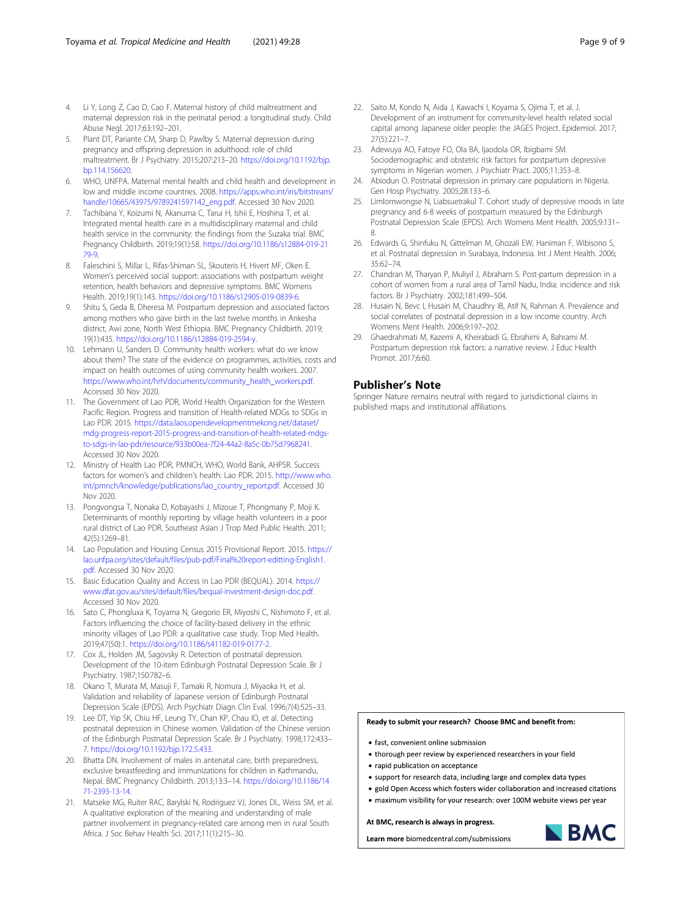4. Li Y, Long Z, Cao D, Cao F. Maternal history of child maltreatment and maternal depression risk in the perinatal period: a longitudinal study. Child Abuse Negl. 2017;63:192–201.
5. Plant DT, Pariante CM, Sharp D, Pawlby S. Maternal depression during pregnancy and offspring depression in adulthood: role of child maltreatment. Br J Psychiatry. 2015;207:213–20. https://doi.org/10.1192/bjp.bp.114.156620.
6. WHO, UNFPA. Maternal mental health and child health and development in low and middle income countries. 2008. https://apps.who.int/iris/bitstream/handle/10665/43975/9789241597142_eng.pdf. Accessed 30 Nov 2020.
7. Tachibana Y, Koizumi N, Akanuma C, Tarui H, Ishii E, Hoshina T, et al. Integrated mental health care in a multidisciplinary maternal and child health service in the community: the findings from the Suzaka trial. BMC Pregnancy Childbirth. 2019;19(1):58. https://doi.org/10.1186/s12884-019-2179-9.
8. Faleschini S, Millar L, Rifas-Shiman SL, Skouteris H, Hivert MF, Oken E. Women's perceived social support: associations with postpartum weight retention, health behaviors and depressive symptoms. BMC Womens Health. 2019;19(1):143. https://doi.org/10.1186/s12905-019-0839-6.
9. Shitu S, Geda B, Dheresa M. Postpartum depression and associated factors among mothers who gave birth in the last twelve months in Ankesha district, Awi zone, North West Ethiopia. BMC Pregnancy Childbirth. 2019;19(1):435. https://doi.org/10.1186/s12884-019-2594-y.
10. Lehmann U, Sanders D. Community health workers: what do we know about them? The state of the evidence on programmes, activities, costs and impact on health outcomes of using community health workers. 2007. https://www.who.int/hrh/documents/community_health_workers.pdf. Accessed 30 Nov 2020.
11. The Government of Lao PDR, World Health Organization for the Western Pacific Region. Progress and transition of Health-related MDGs to SDGs in Lao PDR. 2015. https://data.laos.opendevelopmentmekong.net/dataset/mdg-progress-report-2015-progress-and-transition-of-health-related-mdgs-to-sdgs-in-lao-pdr/resource/933b00ea-7f24-44a2-8a5c-0b75d7968241. Accessed 30 Nov 2020.
12. Ministry of Health Lao PDR, PMNCH, WHO, World Bank, AHPSR. Success factors for women's and children's health: Lao PDR. 2015. http://www.who.int/pmnch/knowledge/publications/lao_country_report.pdf. Accessed 30 Nov 2020.
13. Pongvongsa T, Nonaka D, Kobayashi J, Mizoue T, Phongmany P, Moji K. Determinants of monthly reporting by village health volunteers in a poor rural district of Lao PDR. Southeast Asian J Trop Med Public Health. 2011;42(5):1269–81.
14. Lao Population and Housing Census 2015 Provisional Report. 2015. https://lao.unfpa.org/sites/default/files/pub-pdf/Final%20report-editting-English1.pdf. Accessed 30 Nov 2020.
15. Basic Education Quality and Access in Lao PDR (BEQUAL). 2014. https://www.dfat.gov.au/sites/default/files/bequal-investment-design-doc.pdf. Accessed 30 Nov 2020.
16. Sato C, Phongluxa K, Toyama N, Gregorio ER, Miyoshi C, Nishimoto F, et al. Factors influencing the choice of facility-based delivery in the ethnic minority villages of Lao PDR: a qualitative case study. Trop Med Health. 2019;47(50):1. https://doi.org/10.1186/s41182-019-0177-2.
17. Cox JL, Holden JM, Sagovsky R. Detection of postnatal depression. Development of the 10-item Edinburgh Postnatal Depression Scale. Br J Psychiatry. 1987;150:782–6.
18. Okano T, Murata M, Masuji F, Tamaki R, Nomura J, Miyaoka H, et al. Validation and reliability of Japanese version of Edinburgh Postnatal Depression Scale (EPDS). Arch Psychiatr Diagn Clin Eval. 1996;7(4):525–33.
19. Lee DT, Yip SK, Chiu HF, Leung TY, Chan KP, Chau IO, et al. Detecting postnatal depression in Chinese women. Validation of the Chinese version of the Edinburgh Postnatal Depression Scale. Br J Psychiatry. 1998;172:433–7. https://doi.org/10.1192/bjp.172.5.433.
20. Bhatta DN. Involvement of males in antenatal care, birth preparedness, exclusive breastfeeding and immunizations for children in Kathmandu, Nepal. BMC Pregnancy Childbirth. 2013;13:3–14. https://doi.org/10.1186/1471-2393-13-14.
21. Matseke MG, Ruiter RAC, Barylski N, Rodriguez VJ, Jones DL, Weiss SM, et al. A qualitative exploration of the meaning and understanding of male partner involvement in pregnancy-related care among men in rural South Africa. J Soc Behav Health Sci. 2017;11(1):215–30.
22. Saito M, Kondo N, Aida J, Kawachi I, Koyama S, Ojima T, et al. J. Development of an instrument for community-level health related social capital among Japanese older people: the JAGES Project. Epidemiol. 2017;27(5):221–7.
23. Adewuya AO, Fatoye FO, Ola BA, Ijaodola OR, Ibigbami SM. Sociodemographic and obstetric risk factors for postpartum depressive symptoms in Nigerian women. J Psychiatr Pract. 2005;11:353–8.
24. Abiodun O. Postnatal depression in primary care populations in Nigeria. Gen Hosp Psychiatry. 2005;28:133–6.
25. Limlomwongse N, Liabsuetrakul T. Cohort study of depressive moods in late pregnancy and 6-8 weeks of postpartum measured by the Edinburgh Postnatal Depression Scale (EPDS). Arch Womens Ment Health. 2005;9:131–8.
26. Edwards G, Shinfuku N, Gittelman M, Ghozali EW, Haniman F, Wibisono S, et al. Postnatal depression in Surabaya, Indonesia. Int J Ment Health. 2006;35:62–74.
27. Chandran M, Tharyan P, Muliyil J, Abraham S. Post-partum depression in a cohort of women from a rural area of Tamil Nadu, India: incidence and risk factors. Br J Psychiatry. 2002;181:499–504.
28. Husain N, Bevc I, Husain M, Chaudhry IB, Atif N, Rahman A. Prevalence and social correlates of postnatal depression in a low income country. Arch Womens Ment Health. 2006;9:197–202.
29. Ghaedrahmati M, Kazemi A, Kheirabadi G, Ebrahimi A, Bahrami M. Postpartum depression risk factors: a narrative review. J Educ Health Promot. 2017;6:60.

## Publisher's Note

Springer Nature remains neutral with regard to jurisdictional claims in published maps and institutional affiliations.

**Ready to submit your research? Choose BMC and benefit from:**

- fast, convenient online submission
- thorough peer review by experienced researchers in your field
- rapid publication on acceptance
- support for research data, including large and complex data types
- gold Open Access which fosters wider collaboration and increased citations
- maximum visibility for your research: over 100M website views per year

**At BMC, research is always in progress.**

**Learn more** biomedcentral.com/submissions

BMC